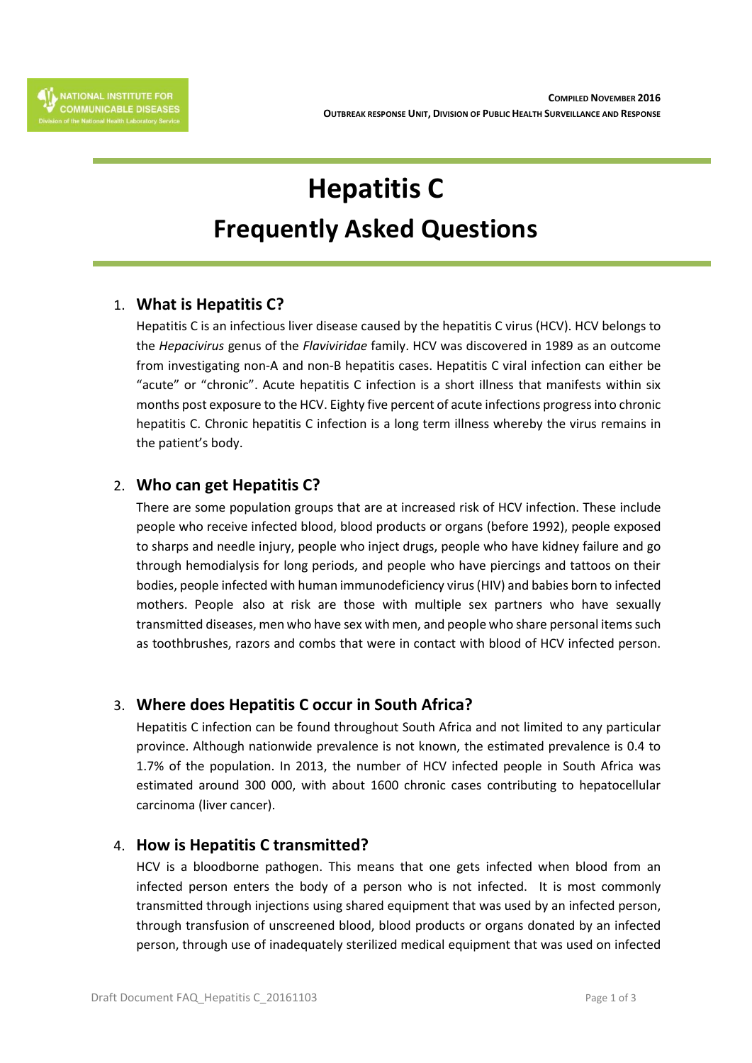NATIONAL INSTITUTE FOR COMMUNICABLE DISEASES
Division of the National Health Laboratory Service

**COMPILED NOVEMBER 2016**
**OUTBREAK RESPONSE UNIT, DIVISION OF PUBLIC HEALTH SURVEILLANCE AND RESPONSE**

# Hepatitis C
# Frequently Asked Questions

## 1. What is Hepatitis C?

Hepatitis C is an infectious liver disease caused by the hepatitis C virus (HCV). HCV belongs to the *Hepacivirus* genus of the *Flaviviridae* family. HCV was discovered in 1989 as an outcome from investigating non-A and non-B hepatitis cases. Hepatitis C viral infection can either be "acute" or "chronic". Acute hepatitis C infection is a short illness that manifests within six months post exposure to the HCV. Eighty five percent of acute infections progress into chronic hepatitis C. Chronic hepatitis C infection is a long term illness whereby the virus remains in the patient's body.

## 2. Who can get Hepatitis C?

There are some population groups that are at increased risk of HCV infection. These include people who receive infected blood, blood products or organs (before 1992), people exposed to sharps and needle injury, people who inject drugs, people who have kidney failure and go through hemodialysis for long periods, and people who have piercings and tattoos on their bodies, people infected with human immunodeficiency virus (HIV) and babies born to infected mothers. People also at risk are those with multiple sex partners who have sexually transmitted diseases, men who have sex with men, and people who share personal items such as toothbrushes, razors and combs that were in contact with blood of HCV infected person.

## 3. Where does Hepatitis C occur in South Africa?

Hepatitis C infection can be found throughout South Africa and not limited to any particular province. Although nationwide prevalence is not known, the estimated prevalence is 0.4 to 1.7% of the population. In 2013, the number of HCV infected people in South Africa was estimated around 300 000, with about 1600 chronic cases contributing to hepatocellular carcinoma (liver cancer).

## 4. How is Hepatitis C transmitted?

HCV is a bloodborne pathogen. This means that one gets infected when blood from an infected person enters the body of a person who is not infected. It is most commonly transmitted through injections using shared equipment that was used by an infected person, through transfusion of unscreened blood, blood products or organs donated by an infected person, through use of inadequately sterilized medical equipment that was used on infected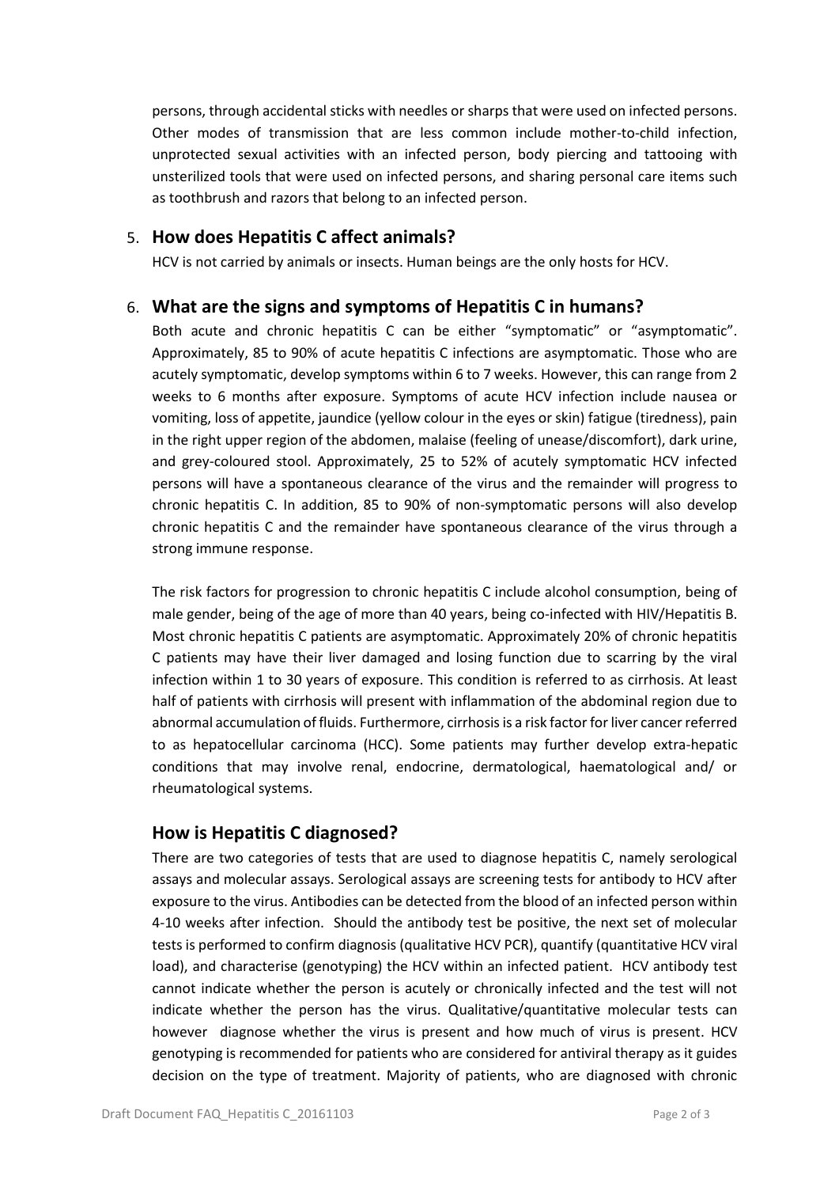persons, through accidental sticks with needles or sharps that were used on infected persons. Other modes of transmission that are less common include mother-to-child infection, unprotected sexual activities with an infected person, body piercing and tattooing with unsterilized tools that were used on infected persons, and sharing personal care items such as toothbrush and razors that belong to an infected person.

## 5. How does Hepatitis C affect animals?

HCV is not carried by animals or insects. Human beings are the only hosts for HCV.

## 6. What are the signs and symptoms of Hepatitis C in humans?

Both acute and chronic hepatitis C can be either "symptomatic" or "asymptomatic". Approximately, 85 to 90% of acute hepatitis C infections are asymptomatic. Those who are acutely symptomatic, develop symptoms within 6 to 7 weeks. However, this can range from 2 weeks to 6 months after exposure. Symptoms of acute HCV infection include nausea or vomiting, loss of appetite, jaundice (yellow colour in the eyes or skin) fatigue (tiredness), pain in the right upper region of the abdomen, malaise (feeling of unease/discomfort), dark urine, and grey-coloured stool. Approximately, 25 to 52% of acutely symptomatic HCV infected persons will have a spontaneous clearance of the virus and the remainder will progress to chronic hepatitis C. In addition, 85 to 90% of non-symptomatic persons will also develop chronic hepatitis C and the remainder have spontaneous clearance of the virus through a strong immune response.

The risk factors for progression to chronic hepatitis C include alcohol consumption, being of male gender, being of the age of more than 40 years, being co-infected with HIV/Hepatitis B. Most chronic hepatitis C patients are asymptomatic. Approximately 20% of chronic hepatitis C patients may have their liver damaged and losing function due to scarring by the viral infection within 1 to 30 years of exposure. This condition is referred to as cirrhosis. At least half of patients with cirrhosis will present with inflammation of the abdominal region due to abnormal accumulation of fluids. Furthermore, cirrhosis is a risk factor for liver cancer referred to as hepatocellular carcinoma (HCC). Some patients may further develop extra-hepatic conditions that may involve renal, endocrine, dermatological, haematological and/ or rheumatological systems.

## How is Hepatitis C diagnosed?

There are two categories of tests that are used to diagnose hepatitis C, namely serological assays and molecular assays. Serological assays are screening tests for antibody to HCV after exposure to the virus. Antibodies can be detected from the blood of an infected person within 4-10 weeks after infection. Should the antibody test be positive, the next set of molecular tests is performed to confirm diagnosis (qualitative HCV PCR), quantify (quantitative HCV viral load), and characterise (genotyping) the HCV within an infected patient. HCV antibody test cannot indicate whether the person is acutely or chronically infected and the test will not indicate whether the person has the virus. Qualitative/quantitative molecular tests can however diagnose whether the virus is present and how much of virus is present. HCV genotyping is recommended for patients who are considered for antiviral therapy as it guides decision on the type of treatment. Majority of patients, who are diagnosed with chronic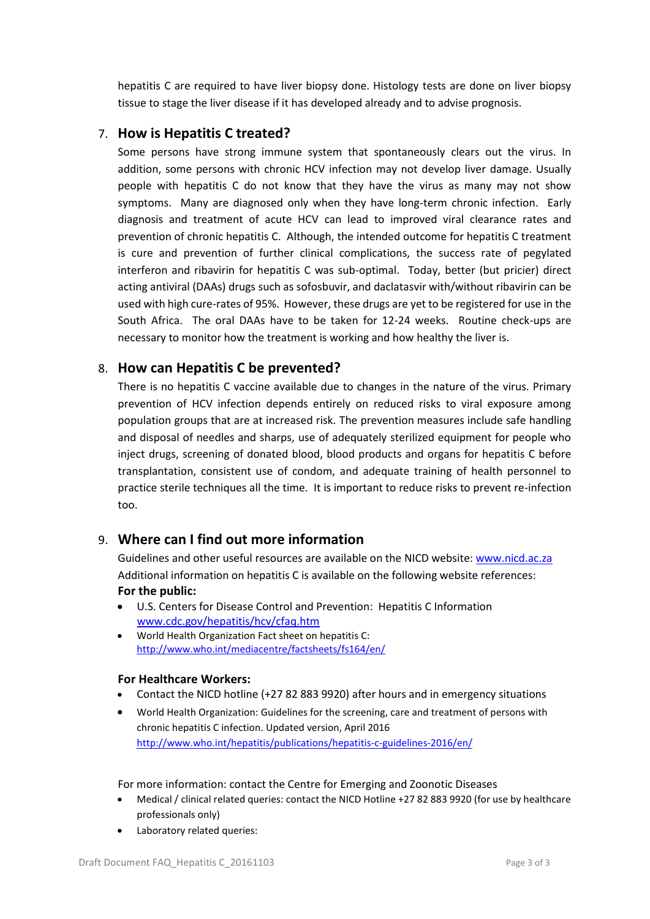hepatitis C are required to have liver biopsy done. Histology tests are done on liver biopsy tissue to stage the liver disease if it has developed already and to advise prognosis.

## 7. How is Hepatitis C treated?

Some persons have strong immune system that spontaneously clears out the virus. In addition, some persons with chronic HCV infection may not develop liver damage. Usually people with hepatitis C do not know that they have the virus as many may not show symptoms. Many are diagnosed only when they have long-term chronic infection. Early diagnosis and treatment of acute HCV can lead to improved viral clearance rates and prevention of chronic hepatitis C. Although, the intended outcome for hepatitis C treatment is cure and prevention of further clinical complications, the success rate of pegylated interferon and ribavirin for hepatitis C was sub-optimal. Today, better (but pricier) direct acting antiviral (DAAs) drugs such as sofosbuvir, and daclatasvir with/without ribavirin can be used with high cure-rates of 95%. However, these drugs are yet to be registered for use in the South Africa. The oral DAAs have to be taken for 12-24 weeks. Routine check-ups are necessary to monitor how the treatment is working and how healthy the liver is.

## 8. How can Hepatitis C be prevented?

There is no hepatitis C vaccine available due to changes in the nature of the virus. Primary prevention of HCV infection depends entirely on reduced risks to viral exposure among population groups that are at increased risk. The prevention measures include safe handling and disposal of needles and sharps, use of adequately sterilized equipment for people who inject drugs, screening of donated blood, blood products and organs for hepatitis C before transplantation, consistent use of condom, and adequate training of health personnel to practice sterile techniques all the time. It is important to reduce risks to prevent re-infection too.

## 9. Where can I find out more information

Guidelines and other useful resources are available on the NICD website: www.nicd.ac.za
Additional information on hepatitis C is available on the following website references:

**For the public:**

- U.S. Centers for Disease Control and Prevention: Hepatitis C Information www.cdc.gov/hepatitis/hcv/cfaq.htm
- World Health Organization Fact sheet on hepatitis C: http://www.who.int/mediacentre/factsheets/fs164/en/

**For Healthcare Workers:**

- Contact the NICD hotline (+27 82 883 9920) after hours and in emergency situations
- World Health Organization: Guidelines for the screening, care and treatment of persons with chronic hepatitis C infection. Updated version, April 2016 http://www.who.int/hepatitis/publications/hepatitis-c-guidelines-2016/en/

For more information: contact the Centre for Emerging and Zoonotic Diseases

- Medical / clinical related queries: contact the NICD Hotline +27 82 883 9920 (for use by healthcare professionals only)
- Laboratory related queries: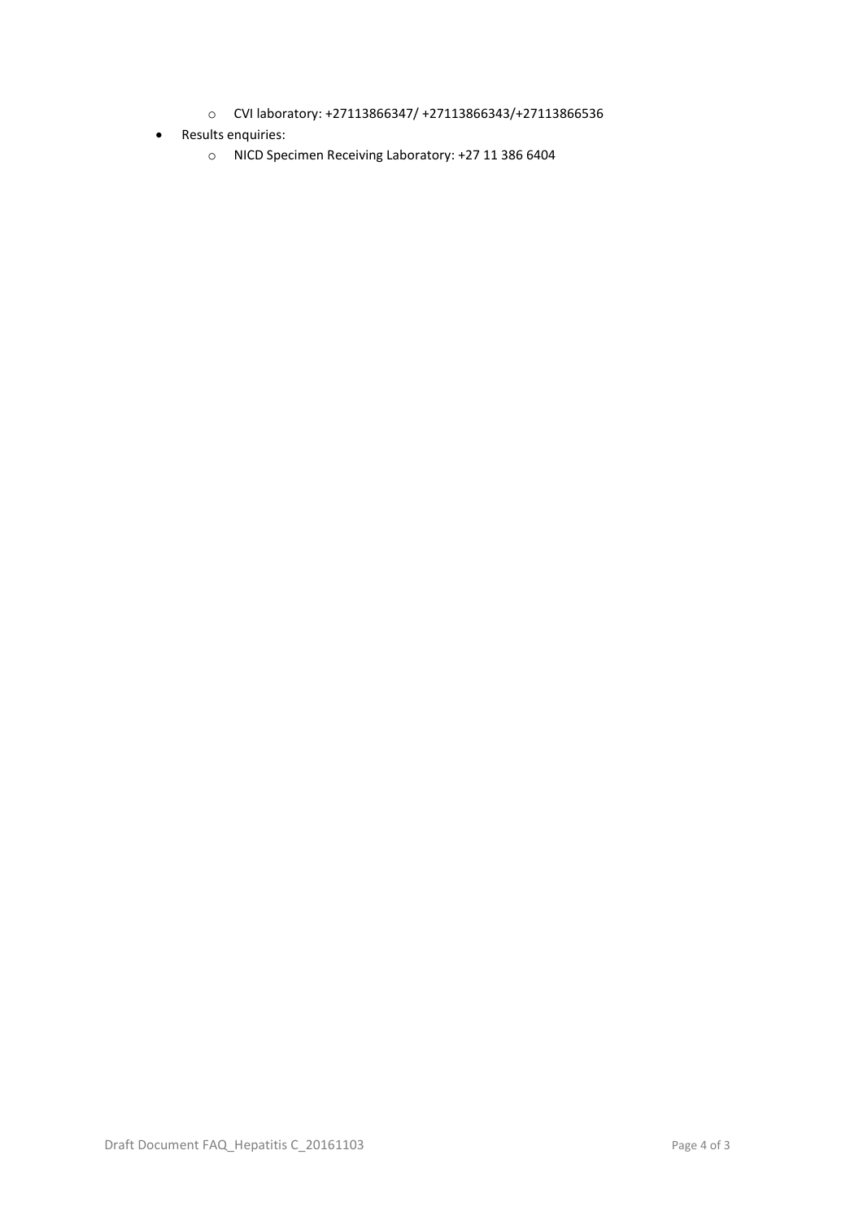- CVI laboratory: +27113866347/ +27113866343/+27113866536
- Results enquiries:
  - NICD Specimen Receiving Laboratory: +27 11 386 6404